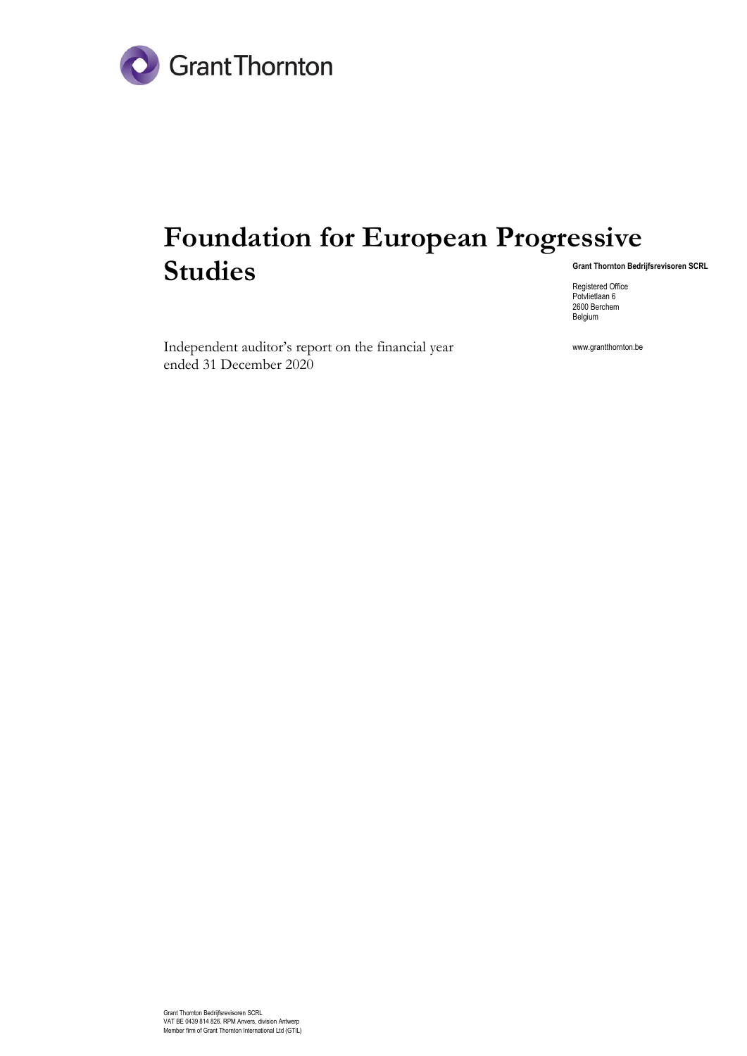Grant Thornton

# Foundation for European Progressive Studies

Independent auditor's report on the financial year ended 31 December 2020

**Grant Thornton Bedrijfsrevisoren SCRL**

Registered Office
Potvlietlaan 6
2600 Berchem
Belgium

www.grantthornton.be

Grant Thornton Bedrijfsrevisoren SCRL
VAT BE 0439 814 826. RPM Anvers, division Antwerp
Member firm of Grant Thornton International Ltd (GTIL)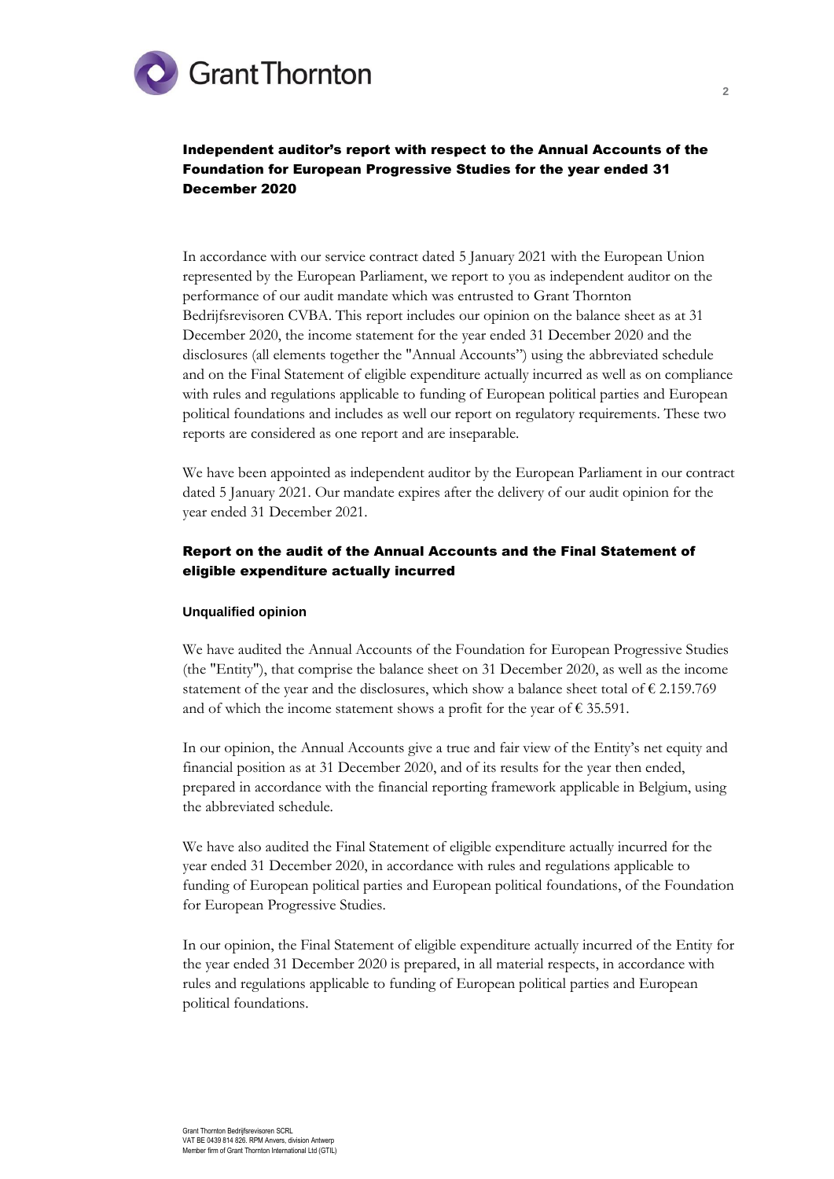## Independent auditor's report with respect to the Annual Accounts of the Foundation for European Progressive Studies for the year ended 31 December 2020

In accordance with our service contract dated 5 January 2021 with the European Union represented by the European Parliament, we report to you as independent auditor on the performance of our audit mandate which was entrusted to Grant Thornton Bedrijfsrevisoren CVBA. This report includes our opinion on the balance sheet as at 31 December 2020, the income statement for the year ended 31 December 2020 and the disclosures (all elements together the "Annual Accounts") using the abbreviated schedule and on the Final Statement of eligible expenditure actually incurred as well as on compliance with rules and regulations applicable to funding of European political parties and European political foundations and includes as well our report on regulatory requirements. These two reports are considered as one report and are inseparable.

We have been appointed as independent auditor by the European Parliament in our contract dated 5 January 2021. Our mandate expires after the delivery of our audit opinion for the year ended 31 December 2021.

## Report on the audit of the Annual Accounts and the Final Statement of eligible expenditure actually incurred

### Unqualified opinion

We have audited the Annual Accounts of the Foundation for European Progressive Studies (the "Entity"), that comprise the balance sheet on 31 December 2020, as well as the income statement of the year and the disclosures, which show a balance sheet total of € 2.159.769 and of which the income statement shows a profit for the year of € 35.591.

In our opinion, the Annual Accounts give a true and fair view of the Entity's net equity and financial position as at 31 December 2020, and of its results for the year then ended, prepared in accordance with the financial reporting framework applicable in Belgium, using the abbreviated schedule.

We have also audited the Final Statement of eligible expenditure actually incurred for the year ended 31 December 2020, in accordance with rules and regulations applicable to funding of European political parties and European political foundations, of the Foundation for European Progressive Studies.

In our opinion, the Final Statement of eligible expenditure actually incurred of the Entity for the year ended 31 December 2020 is prepared, in all material respects, in accordance with rules and regulations applicable to funding of European political parties and European political foundations.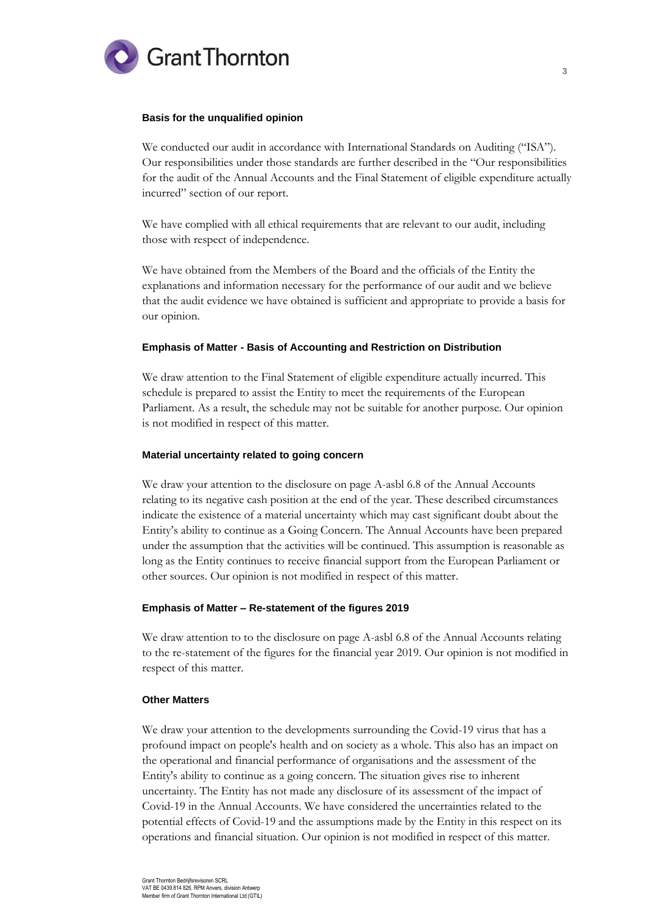### Basis for the unqualified opinion

We conducted our audit in accordance with International Standards on Auditing ("ISA"). Our responsibilities under those standards are further described in the "Our responsibilities for the audit of the Annual Accounts and the Final Statement of eligible expenditure actually incurred" section of our report.

We have complied with all ethical requirements that are relevant to our audit, including those with respect of independence.

We have obtained from the Members of the Board and the officials of the Entity the explanations and information necessary for the performance of our audit and we believe that the audit evidence we have obtained is sufficient and appropriate to provide a basis for our opinion.

### Emphasis of Matter - Basis of Accounting and Restriction on Distribution

We draw attention to the Final Statement of eligible expenditure actually incurred. This schedule is prepared to assist the Entity to meet the requirements of the European Parliament. As a result, the schedule may not be suitable for another purpose. Our opinion is not modified in respect of this matter.

### Material uncertainty related to going concern

We draw your attention to the disclosure on page A-asbl 6.8 of the Annual Accounts relating to its negative cash position at the end of the year. These described circumstances indicate the existence of a material uncertainty which may cast significant doubt about the Entity's ability to continue as a Going Concern. The Annual Accounts have been prepared under the assumption that the activities will be continued. This assumption is reasonable as long as the Entity continues to receive financial support from the European Parliament or other sources. Our opinion is not modified in respect of this matter.

### Emphasis of Matter – Re-statement of the figures 2019

We draw attention to to the disclosure on page A-asbl 6.8 of the Annual Accounts relating to the re-statement of the figures for the financial year 2019. Our opinion is not modified in respect of this matter.

### Other Matters

We draw your attention to the developments surrounding the Covid-19 virus that has a profound impact on people's health and on society as a whole. This also has an impact on the operational and financial performance of organisations and the assessment of the Entity's ability to continue as a going concern. The situation gives rise to inherent uncertainty. The Entity has not made any disclosure of its assessment of the impact of Covid-19 in the Annual Accounts. We have considered the uncertainties related to the potential effects of Covid-19 and the assumptions made by the Entity in this respect on its operations and financial situation. Our opinion is not modified in respect of this matter.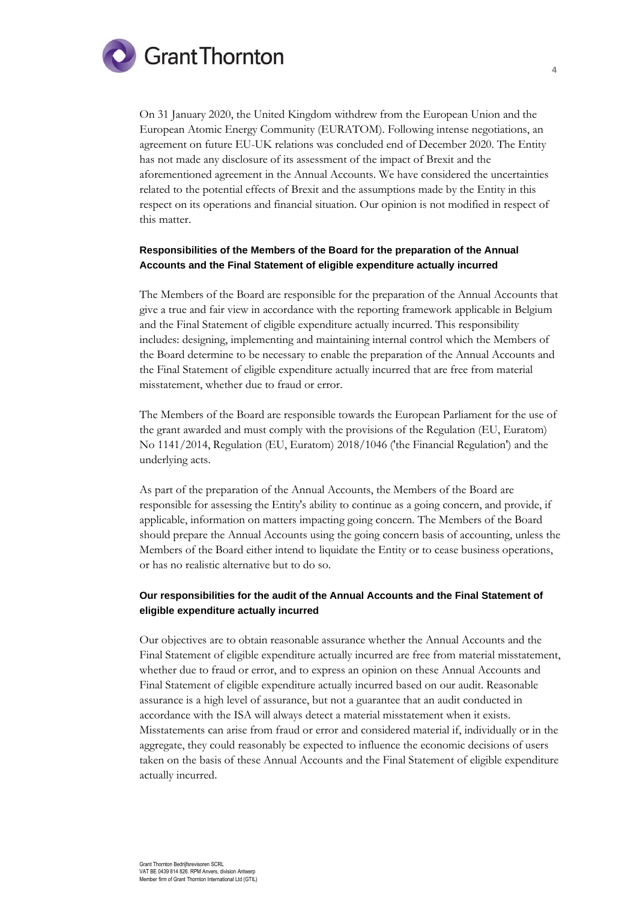On 31 January 2020, the United Kingdom withdrew from the European Union and the European Atomic Energy Community (EURATOM). Following intense negotiations, an agreement on future EU-UK relations was concluded end of December 2020. The Entity has not made any disclosure of its assessment of the impact of Brexit and the aforementioned agreement in the Annual Accounts. We have considered the uncertainties related to the potential effects of Brexit and the assumptions made by the Entity in this respect on its operations and financial situation. Our opinion is not modified in respect of this matter.

### Responsibilities of the Members of the Board for the preparation of the Annual Accounts and the Final Statement of eligible expenditure actually incurred

The Members of the Board are responsible for the preparation of the Annual Accounts that give a true and fair view in accordance with the reporting framework applicable in Belgium and the Final Statement of eligible expenditure actually incurred. This responsibility includes: designing, implementing and maintaining internal control which the Members of the Board determine to be necessary to enable the preparation of the Annual Accounts and the Final Statement of eligible expenditure actually incurred that are free from material misstatement, whether due to fraud or error.

The Members of the Board are responsible towards the European Parliament for the use of the grant awarded and must comply with the provisions of the Regulation (EU, Euratom) No 1141/2014, Regulation (EU, Euratom) 2018/1046 ('the Financial Regulation') and the underlying acts.

As part of the preparation of the Annual Accounts, the Members of the Board are responsible for assessing the Entity's ability to continue as a going concern, and provide, if applicable, information on matters impacting going concern. The Members of the Board should prepare the Annual Accounts using the going concern basis of accounting, unless the Members of the Board either intend to liquidate the Entity or to cease business operations, or has no realistic alternative but to do so.

### Our responsibilities for the audit of the Annual Accounts and the Final Statement of eligible expenditure actually incurred

Our objectives are to obtain reasonable assurance whether the Annual Accounts and the Final Statement of eligible expenditure actually incurred are free from material misstatement, whether due to fraud or error, and to express an opinion on these Annual Accounts and Final Statement of eligible expenditure actually incurred based on our audit. Reasonable assurance is a high level of assurance, but not a guarantee that an audit conducted in accordance with the ISA will always detect a material misstatement when it exists. Misstatements can arise from fraud or error and considered material if, individually or in the aggregate, they could reasonably be expected to influence the economic decisions of users taken on the basis of these Annual Accounts and the Final Statement of eligible expenditure actually incurred.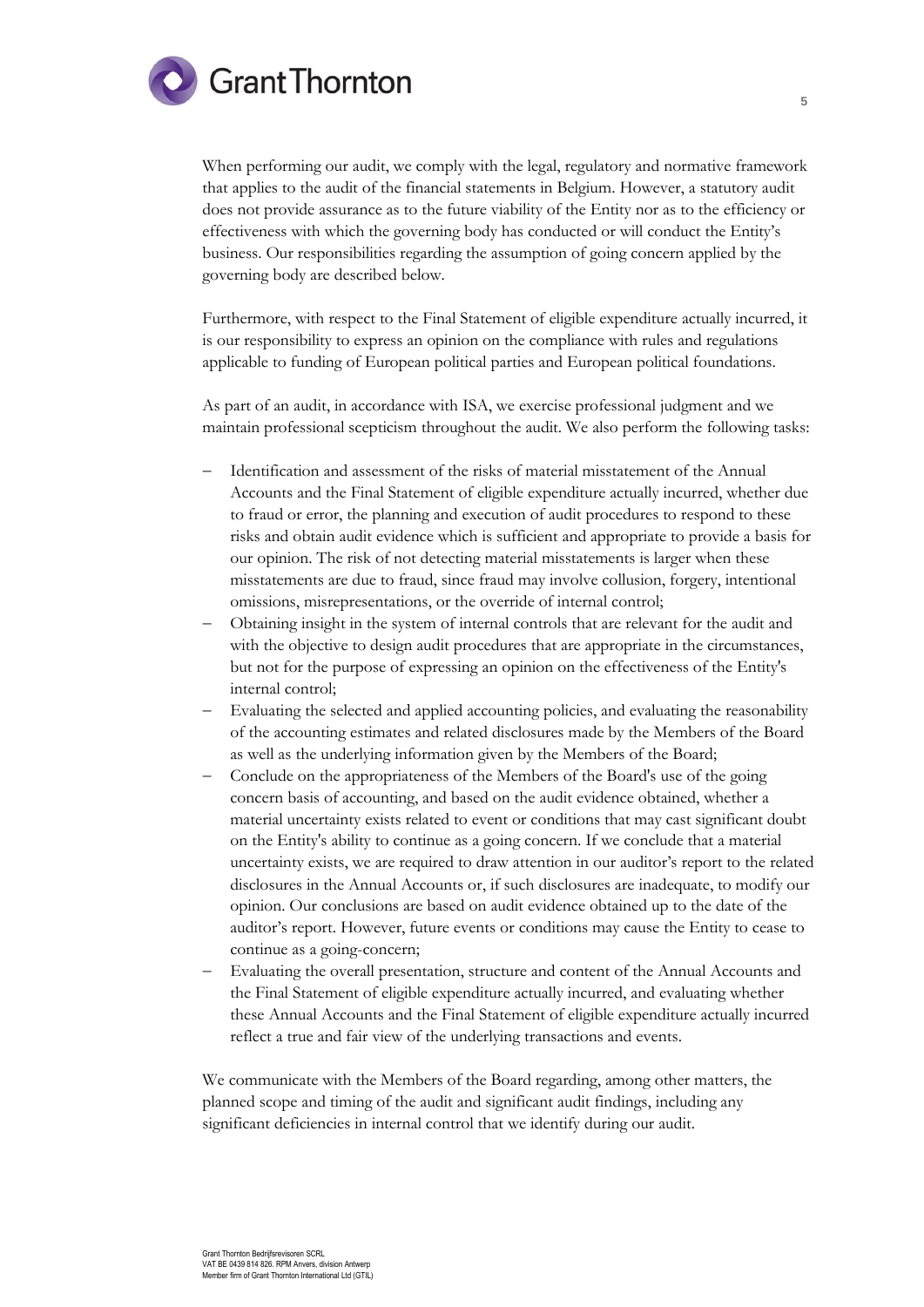When performing our audit, we comply with the legal, regulatory and normative framework that applies to the audit of the financial statements in Belgium. However, a statutory audit does not provide assurance as to the future viability of the Entity nor as to the efficiency or effectiveness with which the governing body has conducted or will conduct the Entity's business. Our responsibilities regarding the assumption of going concern applied by the governing body are described below.

Furthermore, with respect to the Final Statement of eligible expenditure actually incurred, it is our responsibility to express an opinion on the compliance with rules and regulations applicable to funding of European political parties and European political foundations.

As part of an audit, in accordance with ISA, we exercise professional judgment and we maintain professional scepticism throughout the audit. We also perform the following tasks:

- Identification and assessment of the risks of material misstatement of the Annual Accounts and the Final Statement of eligible expenditure actually incurred, whether due to fraud or error, the planning and execution of audit procedures to respond to these risks and obtain audit evidence which is sufficient and appropriate to provide a basis for our opinion. The risk of not detecting material misstatements is larger when these misstatements are due to fraud, since fraud may involve collusion, forgery, intentional omissions, misrepresentations, or the override of internal control;
- Obtaining insight in the system of internal controls that are relevant for the audit and with the objective to design audit procedures that are appropriate in the circumstances, but not for the purpose of expressing an opinion on the effectiveness of the Entity's internal control;
- Evaluating the selected and applied accounting policies, and evaluating the reasonability of the accounting estimates and related disclosures made by the Members of the Board as well as the underlying information given by the Members of the Board;
- Conclude on the appropriateness of the Members of the Board's use of the going concern basis of accounting, and based on the audit evidence obtained, whether a material uncertainty exists related to event or conditions that may cast significant doubt on the Entity's ability to continue as a going concern. If we conclude that a material uncertainty exists, we are required to draw attention in our auditor's report to the related disclosures in the Annual Accounts or, if such disclosures are inadequate, to modify our opinion. Our conclusions are based on audit evidence obtained up to the date of the auditor's report. However, future events or conditions may cause the Entity to cease to continue as a going-concern;
- Evaluating the overall presentation, structure and content of the Annual Accounts and the Final Statement of eligible expenditure actually incurred, and evaluating whether these Annual Accounts and the Final Statement of eligible expenditure actually incurred reflect a true and fair view of the underlying transactions and events.

We communicate with the Members of the Board regarding, among other matters, the planned scope and timing of the audit and significant audit findings, including any significant deficiencies in internal control that we identify during our audit.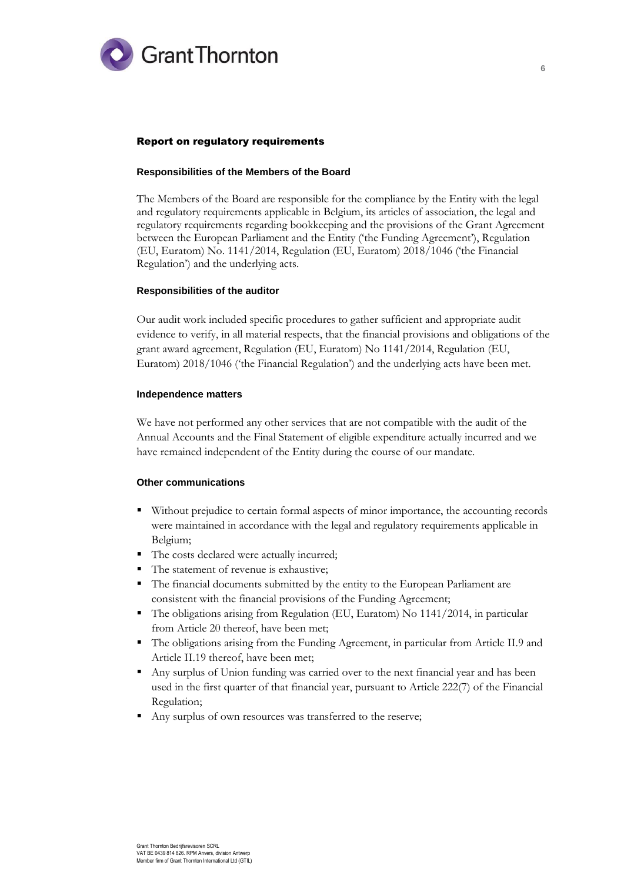## Report on regulatory requirements

### Responsibilities of the Members of the Board

The Members of the Board are responsible for the compliance by the Entity with the legal and regulatory requirements applicable in Belgium, its articles of association, the legal and regulatory requirements regarding bookkeeping and the provisions of the Grant Agreement between the European Parliament and the Entity ('the Funding Agreement'), Regulation (EU, Euratom) No. 1141/2014, Regulation (EU, Euratom) 2018/1046 ('the Financial Regulation') and the underlying acts.

### Responsibilities of the auditor

Our audit work included specific procedures to gather sufficient and appropriate audit evidence to verify, in all material respects, that the financial provisions and obligations of the grant award agreement, Regulation (EU, Euratom) No 1141/2014, Regulation (EU, Euratom) 2018/1046 ('the Financial Regulation') and the underlying acts have been met.

### Independence matters

We have not performed any other services that are not compatible with the audit of the Annual Accounts and the Final Statement of eligible expenditure actually incurred and we have remained independent of the Entity during the course of our mandate.

### Other communications

- Without prejudice to certain formal aspects of minor importance, the accounting records were maintained in accordance with the legal and regulatory requirements applicable in Belgium;
- The costs declared were actually incurred;
- The statement of revenue is exhaustive;
- The financial documents submitted by the entity to the European Parliament are consistent with the financial provisions of the Funding Agreement;
- The obligations arising from Regulation (EU, Euratom) No 1141/2014, in particular from Article 20 thereof, have been met;
- The obligations arising from the Funding Agreement, in particular from Article II.9 and Article II.19 thereof, have been met;
- Any surplus of Union funding was carried over to the next financial year and has been used in the first quarter of that financial year, pursuant to Article 222(7) of the Financial Regulation;
- Any surplus of own resources was transferred to the reserve;

Grant Thornton Bedrijfsrevisoren SCRL
VAT BE 0439 814 826. RPM Anvers, division Antwerp
Member firm of Grant Thornton International Ltd (GTIL)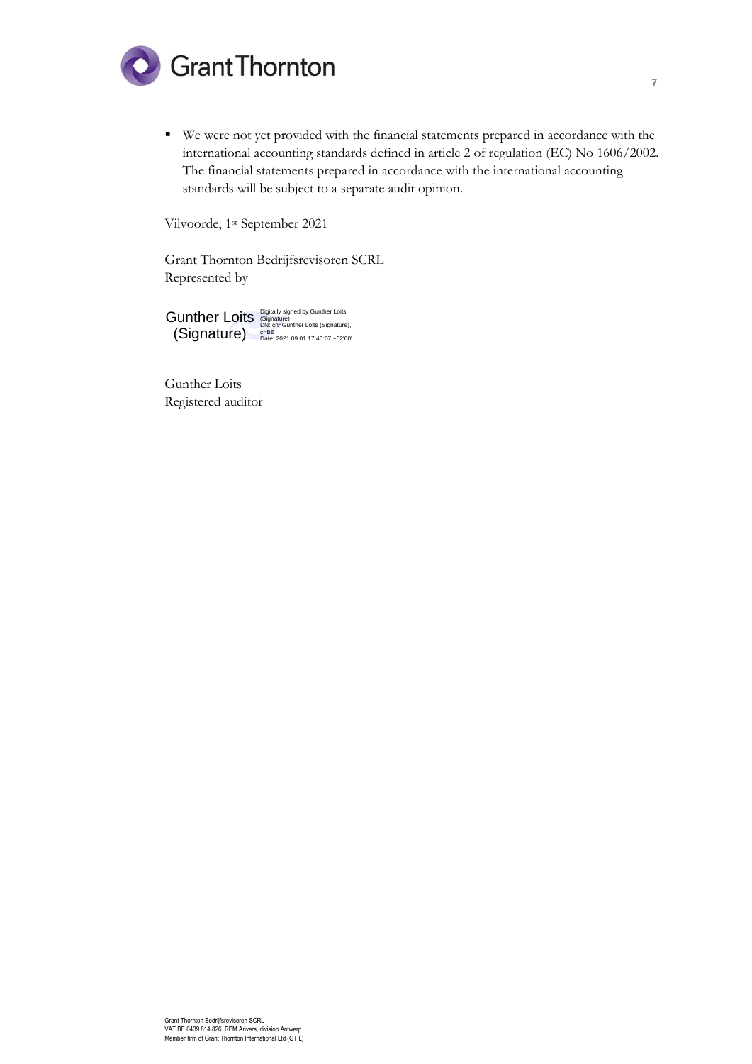- We were not yet provided with the financial statements prepared in accordance with the international accounting standards defined in article 2 of regulation (EC) No 1606/2002. The financial statements prepared in accordance with the international accounting standards will be subject to a separate audit opinion.

Vilvoorde, 1st September 2021

Grant Thornton Bedrijfsrevisoren SCRL
Represented by

Gunther Loits (Signature) Digitally signed by Gunther Loits (Signature) DN: cn=Gunther Loits (Signature), c=BE Date: 2021.09.01 17:40:07 +02'00'

Gunther Loits
Registered auditor

Grant Thornton Bedrijfsrevisoren SCRL
VAT BE 0439 814 826. RPM Anvers, division Antwerp
Member firm of Grant Thornton International Ltd (GTIL)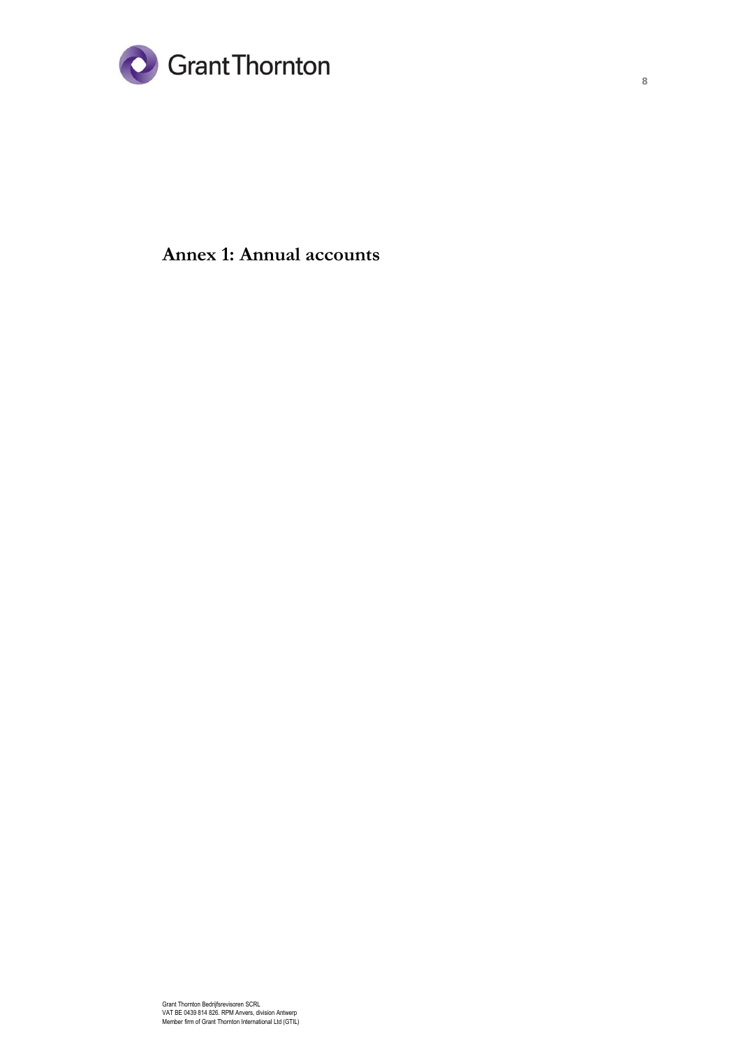# Annex 1: Annual accounts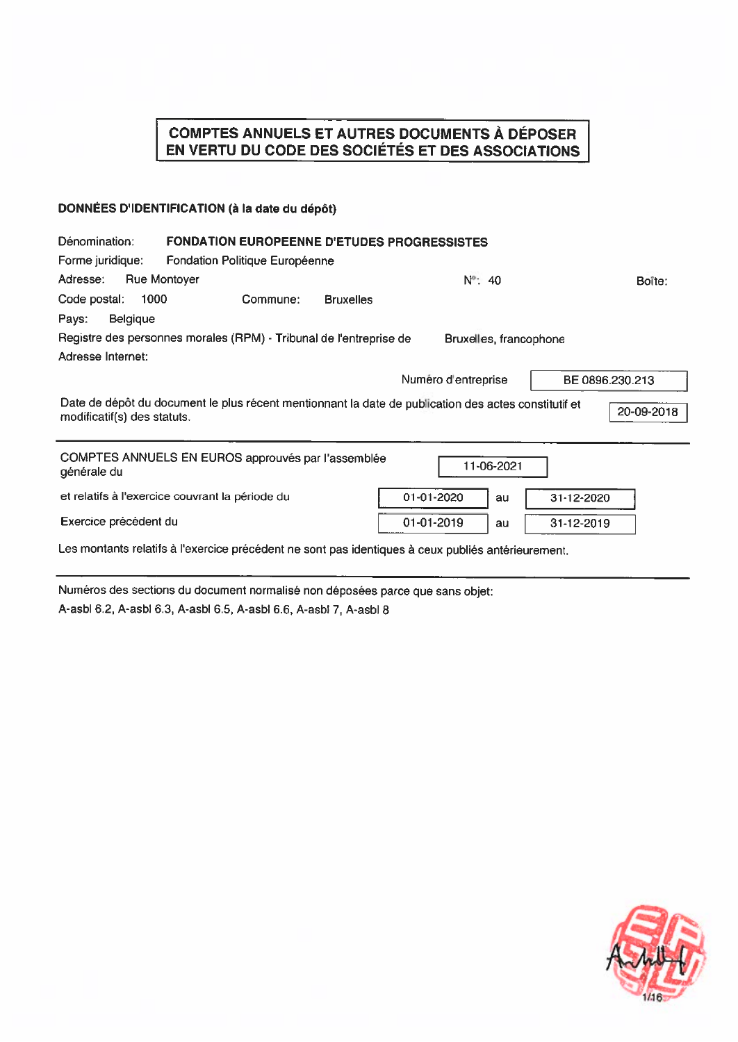# COMPTES ANNUELS ET AUTRES DOCUMENTS À DÉPOSER EN VERTU DU CODE DES SOCIÉTÉS ET DES ASSOCIATIONS

**DONNÉES D'IDENTIFICATION (à la date du dépôt)**

Dénomination: **FONDATION EUROPEENNE D'ETUDES PROGRESSISTES**

Forme juridique: Fondation Politique Européenne

Adresse: Rue Montoyer N°: 40 Boîte:

Code postal: 1000 Commune: Bruxelles

Pays: Belgique

Registre des personnes morales (RPM) - Tribunal de l'entreprise de Bruxelles, francophone

Adresse Internet:

Numéro d'entreprise: BE 0896.230.213

Date de dépôt du document le plus récent mentionnant la date de publication des actes constitutif et modificatif(s) des statuts: 20-09-2018

---

COMPTES ANNUELS EN EUROS approuvés par l'assemblée générale du: 11-06-2021

et relatifs à l'exercice couvrant la période du 01-01-2020 au 31-12-2020

Exercice précédent du 01-01-2019 au 31-12-2019

Les montants relatifs à l'exercice précédent ne sont pas identiques à ceux publiés antérieurement.

---

Numéros des sections du document normalisé non déposées parce que sans objet:

A-asbl 6.2, A-asbl 6.3, A-asbl 6.5, A-asbl 6.6, A-asbl 7, A-asbl 8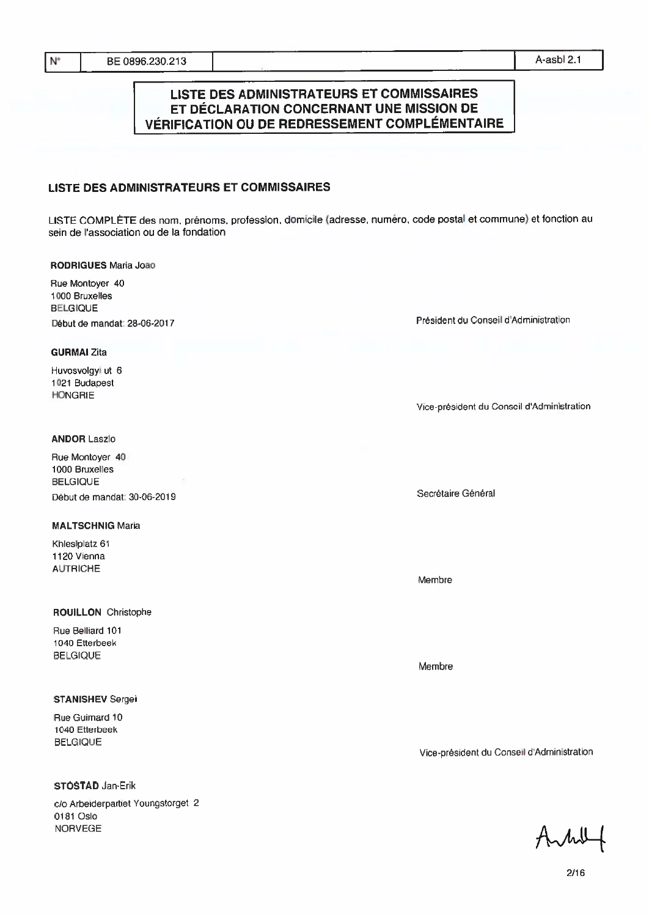| N° | BE 0896.230.213 | | A-asbl 2.1 |
|---|---|---|---|

## LISTE DES ADMINISTRATEURS ET COMMISSAIRES ET DÉCLARATION CONCERNANT UNE MISSION DE VÉRIFICATION OU DE REDRESSEMENT COMPLÉMENTAIRE

### LISTE DES ADMINISTRATEURS ET COMMISSAIRES

LISTE COMPLÈTE des nom, prénoms, profession, domicile (adresse, numéro, code postal et commune) et fonction au sein de l'association ou de la fondation

**RODRIGUES** Maria Joao

Rue Montoyer 40
1000 Bruxelles
BELGIQUE
Début de mandat: 28-06-2017

Président du Conseil d'Administration

**GURMAI** Zita

Huvosvolgyi ut 6
1021 Budapest
HONGRIE

Vice-président du Conseil d'Administration

**ANDOR** Laszlo

Rue Montoyer 40
1000 Bruxelles
BELGIQUE
Début de mandat: 30-06-2019

Secrétaire Général

**MALTSCHNIG** Maria

Khleslplatz 61
1120 Vienna
AUTRICHE

Membre

**ROUILLON** Christophe

Rue Belliard 101
1040 Etterbeek
BELGIQUE

Membre

**STANISHEV** Sergei

Rue Guimard 10
1040 Etterbeek
BELGIQUE

Vice-président du Conseil d'Administration

**STØSTAD** Jan-Erik

c/o Arbeiderpartiet Youngstorget 2
0181 Oslo
NORVEGE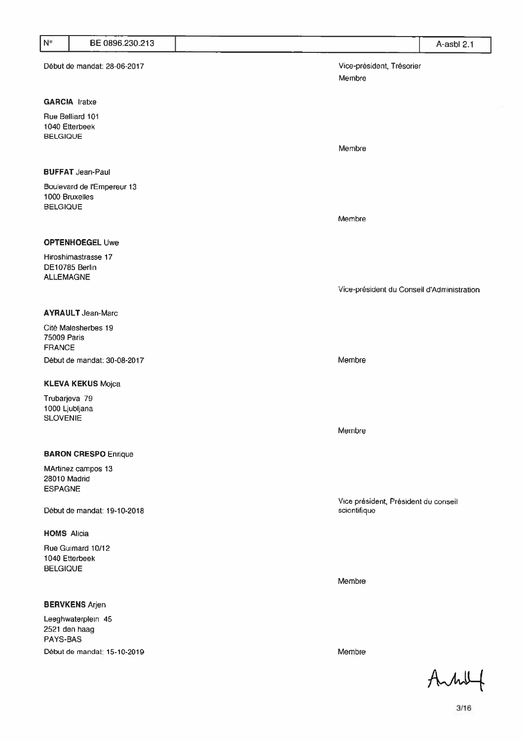| N° | BE 0896.230.213 | | A-asbl 2.1 |
|---|---|---|---|

Début de mandat: 28-06-2017 — Vice-président, Trésorier

Membre

**GARCIA** Iratxe

Rue Belliard 101
1040 Etterbeek
BELGIQUE

Membre

**BUFFAT** Jean-Paul

Boulevard de l'Empereur 13
1000 Bruxelles
BELGIQUE

Membre

**OPTENHOEGEL** Uwe

Hiroshimastrasse 17
DE10785 Berlin
ALLEMAGNE

Vice-président du Conseil d'Administration

**AYRAULT** Jean-Marc

Cité Malesherbes 19
75009 Paris
FRANCE

Début de mandat: 30-08-2017 — Membre

**KLEVA KEKUS** Mojca

Trubarjeva 79
1000 Ljubljana
SLOVENIE

Membre

**BARON CRESPO** Enrique

MArtinez campos 13
28010 Madrid
ESPAGNE

Début de mandat: 19-10-2018 — Vice président, Président du conseil scientifique

**HOMS** Alicia

Rue Guimard 10/12
1040 Etterbeek
BELGIQUE

Membre

**BERVKENS** Arjen

Leeghwaterplein 45
2521 den haag
PAYS-BAS

Début de mandat: 15-10-2019 — Membre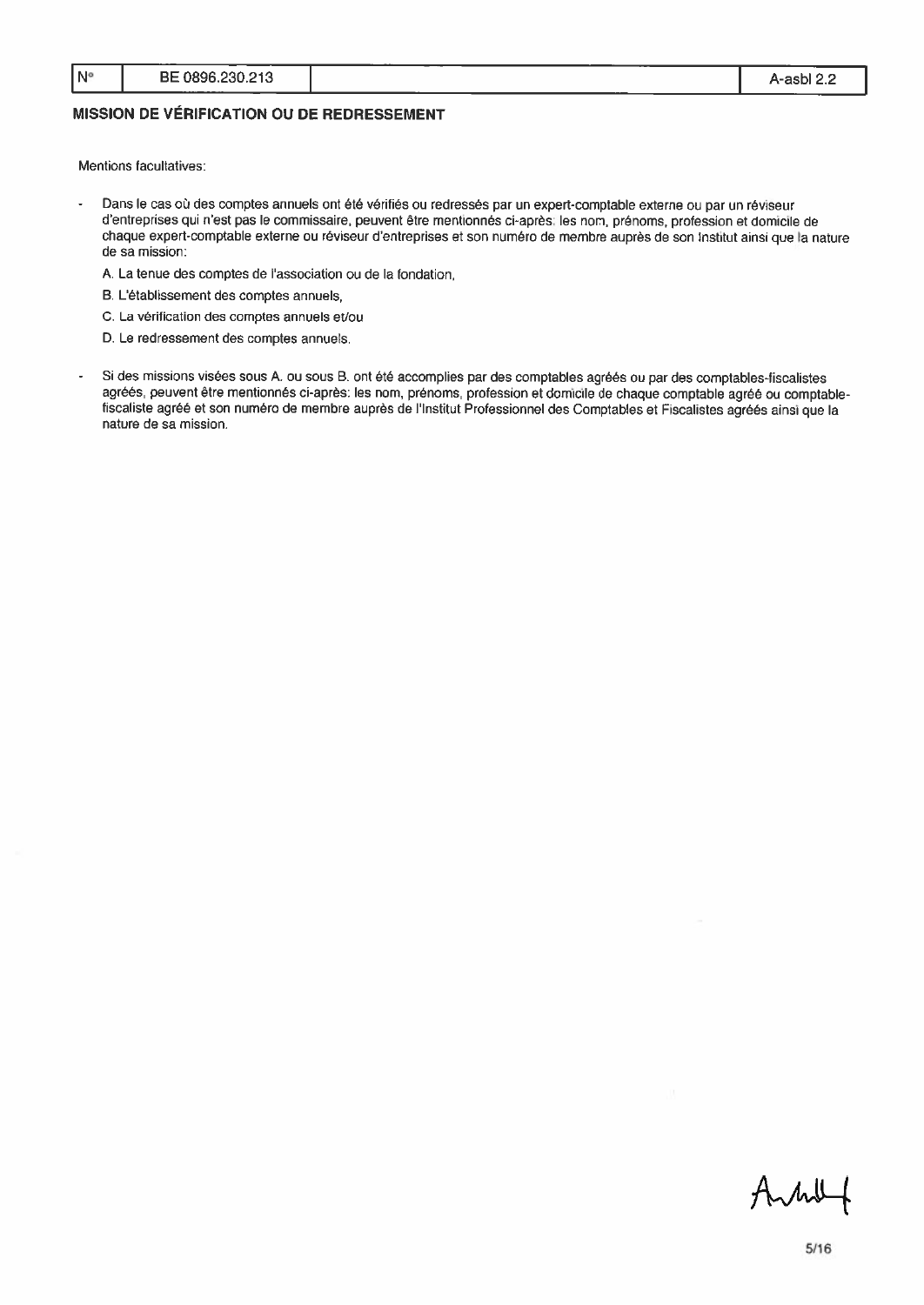| N° | BE 0896.230.213 | | A-asbl 2.2 |
|---|---|---|---|

## MISSION DE VÉRIFICATION OU DE REDRESSEMENT

Mentions facultatives:

- Dans le cas où des comptes annuels ont été vérifiés ou redressés par un expert-comptable externe ou par un réviseur d'entreprises qui n'est pas le commissaire, peuvent être mentionnés ci-après: les nom, prénoms, profession et domicile de chaque expert-comptable externe ou réviseur d'entreprises et son numéro de membre auprès de son Institut ainsi que la nature de sa mission:

  A. La tenue des comptes de l'association ou de la fondation,

  B. L'établissement des comptes annuels,

  C. La vérification des comptes annuels et/ou

  D. Le redressement des comptes annuels.

- Si des missions visées sous A. ou sous B. ont été accomplies par des comptables agréés ou par des comptables-fiscalistes agréés, peuvent être mentionnés ci-après: les nom, prénoms, profession et domicile de chaque comptable agréé ou comptable-fiscaliste agréé et son numéro de membre auprès de l'Institut Professionnel des Comptables et Fiscalistes agréés ainsi que la nature de sa mission.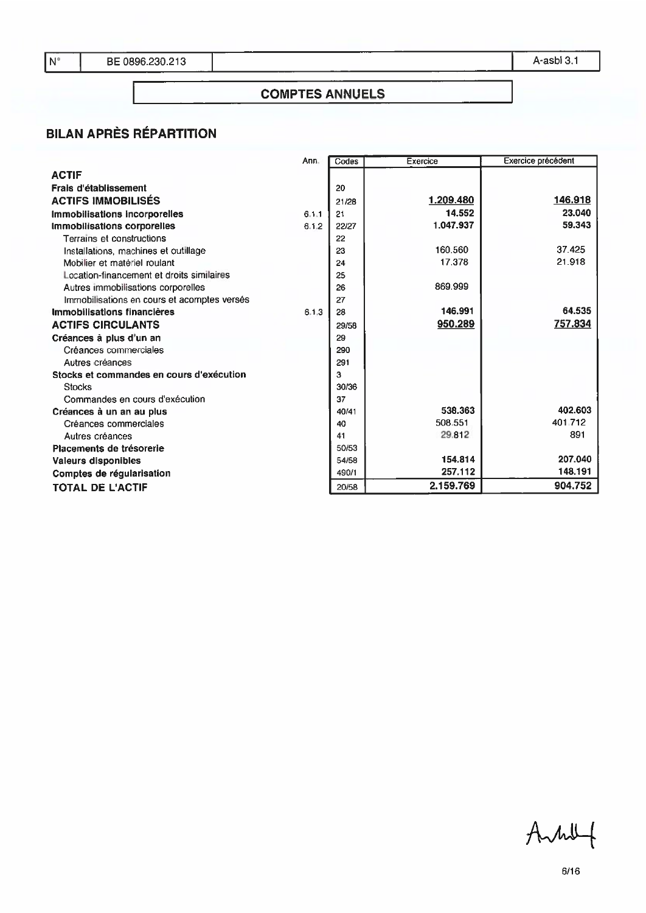| N° | BE 0896.230.213 | | A-asbl 3.1 |
|---|---|---|---|

## COMPTES ANNUELS

## BILAN APRÈS RÉPARTITION

| | Ann. | Codes | Exercice | Exercice précédent |
|---|---|---|---|---|
| **ACTIF** | | | | |
| **Frais d'établissement** | | 20 | | |
| **ACTIFS IMMOBILISÉS** | | 21/28 | **1.209.480** | **146.918** |
| **Immobilisations incorporelles** | 6.1.1 | 21 | **14.552** | **23.040** |
| **Immobilisations corporelles** | 6.1.2 | 22/27 | **1.047.937** | **59.343** |
| Terrains et constructions | | 22 | | |
| Installations, machines et outillage | | 23 | 160.560 | 37.425 |
| Mobilier et matériel roulant | | 24 | 17.378 | 21.918 |
| Location-financement et droits similaires | | 25 | | |
| Autres immobilisations corporelles | | 26 | 869.999 | |
| Immobilisations en cours et acomptes versés | | 27 | | |
| **Immobilisations financières** | 6.1.3 | 28 | **146.991** | **64.535** |
| **ACTIFS CIRCULANTS** | | 29/58 | **950.289** | **757.834** |
| **Créances à plus d'un an** | | 29 | | |
| Créances commerciales | | 290 | | |
| Autres créances | | 291 | | |
| **Stocks et commandes en cours d'exécution** | | 3 | | |
| Stocks | | 30/36 | | |
| Commandes en cours d'exécution | | 37 | | |
| **Créances à un an au plus** | | 40/41 | **538.363** | **402.603** |
| Créances commerciales | | 40 | 508.551 | 401.712 |
| Autres créances | | 41 | 29.812 | 891 |
| **Placements de trésorerie** | | 50/53 | | |
| **Valeurs disponibles** | | 54/58 | **154.814** | **207.040** |
| **Comptes de régularisation** | | 490/1 | **257.112** | **148.191** |
| **TOTAL DE L'ACTIF** | | 20/58 | **2.159.769** | **904.752** |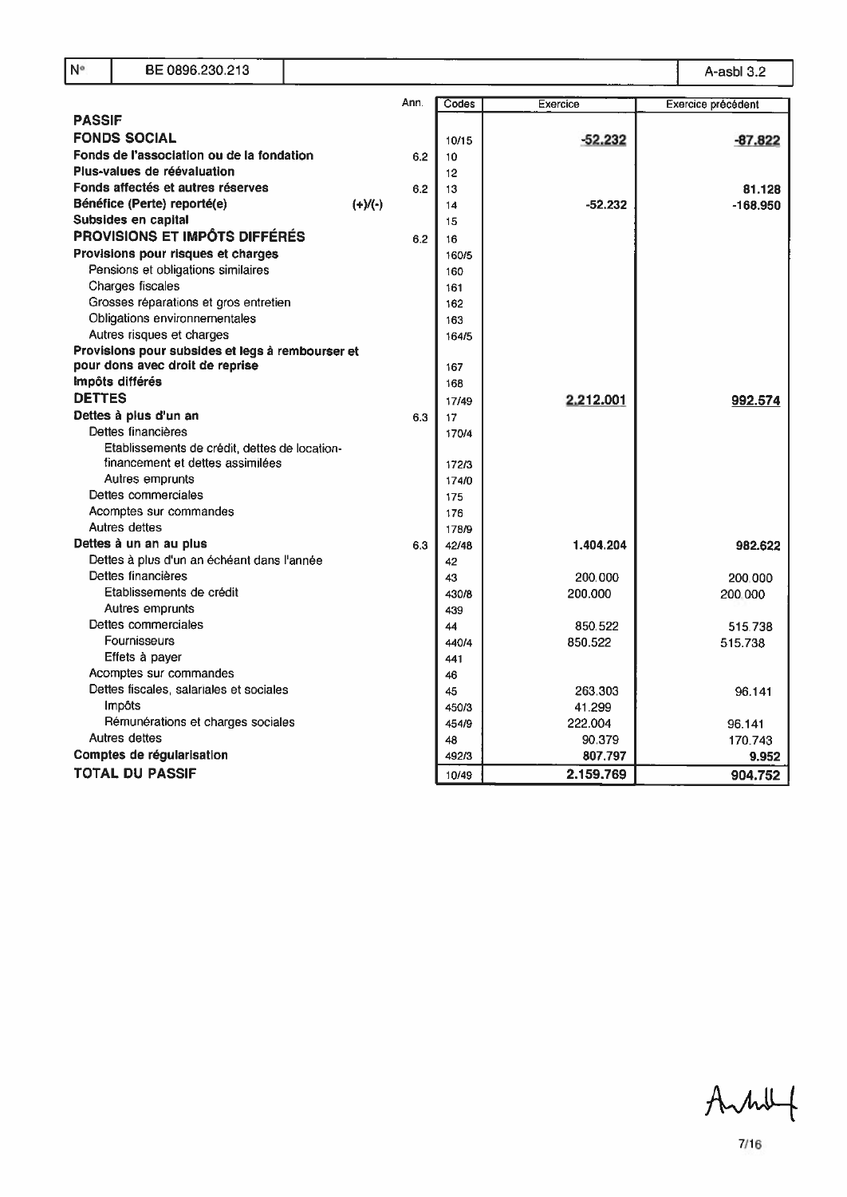| N° | BE 0896.230.213 | A-asbl 3.2 |
|---|---|---|

| | Ann. | Codes | Exercice | Exercice précédent |
|---|---|---|---|---|
| **PASSIF** | | | | |
| **FONDS SOCIAL** | | 10/15 | **-52.232** | **-87.822** |
| **Fonds de l'association ou de la fondation** | 6.2 | 10 | | |
| **Plus-values de réévaluation** | | 12 | | |
| **Fonds affectés et autres réserves** | 6.2 | 13 | | 81.128 |
| **Bénéfice (Perte) reporté(e)** (+)/(-) | | 14 | -52.232 | -168.950 |
| **Subsides en capital** | | 15 | | |
| **PROVISIONS ET IMPÔTS DIFFÉRÉS** | 6.2 | 16 | | |
| **Provisions pour risques et charges** | | 160/5 | | |
| Pensions et obligations similaires | | 160 | | |
| Charges fiscales | | 161 | | |
| Grosses réparations et gros entretien | | 162 | | |
| Obligations environnementales | | 163 | | |
| Autres risques et charges | | 164/5 | | |
| **Provisions pour subsides et legs à rembourser et pour dons avec droit de reprise** | | 167 | | |
| **Impôts différés** | | 168 | | |
| **DETTES** | | 17/49 | **2.212.001** | **992.574** |
| **Dettes à plus d'un an** | 6.3 | 17 | | |
| Dettes financières | | 170/4 | | |
| Etablissements de crédit, dettes de location-financement et dettes assimilées | | 172/3 | | |
| Autres emprunts | | 174/0 | | |
| Dettes commerciales | | 175 | | |
| Acomptes sur commandes | | 176 | | |
| Autres dettes | | 178/9 | | |
| **Dettes à un an au plus** | 6.3 | 42/48 | 1.404.204 | 982.622 |
| Dettes à plus d'un an échéant dans l'année | | 42 | | |
| Dettes financières | | 43 | 200.000 | 200.000 |
| Etablissements de crédit | | 430/8 | 200.000 | 200.000 |
| Autres emprunts | | 439 | | |
| Dettes commerciales | | 44 | 850.522 | 515.738 |
| Fournisseurs | | 440/4 | 850.522 | 515.738 |
| Effets à payer | | 441 | | |
| Acomptes sur commandes | | 46 | | |
| Dettes fiscales, salariales et sociales | | 45 | 263.303 | 96.141 |
| Impôts | | 450/3 | 41.299 | |
| Rémunérations et charges sociales | | 454/9 | 222.004 | 96.141 |
| Autres dettes | | 48 | 90.379 | 170.743 |
| **Comptes de régularisation** | | 492/3 | 807.797 | 9.952 |
| **TOTAL DU PASSIF** | | 10/49 | **2.159.769** | **904.752** |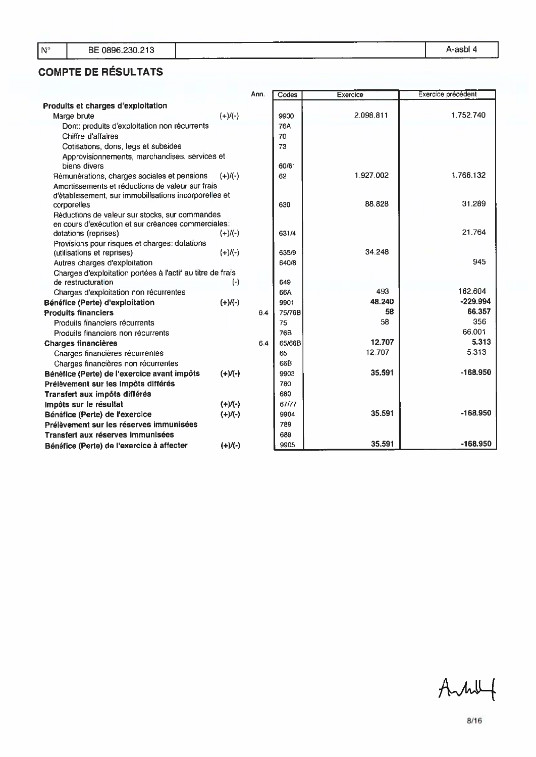| N° | BE 0896.230.213 | | A-asbl 4 |
|---|---|---|---|

## COMPTE DE RÉSULTATS

| | | Ann. | Codes | Exercice | Exercice précédent |
|---|---|---|---|---|---|
| **Produits et charges d'exploitation** | | | | | |
| Marge brute | (+)/(-) | | 9900 | 2.098.811 | 1.752.740 |
| Dont: produits d'exploitation non récurrents | | | 76A | | |
| Chiffre d'affaires | | | 70 | | |
| Cotisations, dons, legs et subsides | | | 73 | | |
| Approvisionnements, marchandises, services et biens divers | | | 60/61 | | |
| Rémunérations, charges sociales et pensions | (+)/(-) | | 62 | 1.927.002 | 1.766.132 |
| Amortissements et réductions de valeur sur frais d'établissement, sur immobilisations incorporelles et corporelles | | | 630 | 88.828 | 31.289 |
| Réductions de valeur sur stocks, sur commandes en cours d'exécution et sur créances commerciales: dotations (reprises) | (+)/(-) | | 631/4 | | 21.764 |
| Provisions pour risques et charges: dotations (utilisations et reprises) | (+)/(-) | | 635/9 | 34.248 | |
| Autres charges d'exploitation | | | 640/8 | | 945 |
| Charges d'exploitation portées à l'actif au titre de frais de restructuration | (-) | | 649 | | |
| Charges d'exploitation non récurrentes | | | 66A | 493 | 162.604 |
| **Bénéfice (Perte) d'exploitation** | **(+)/(-)** | | 9901 | **48.240** | **-229.994** |
| **Produits financiers** | | 6.4 | 75/76B | **58** | **66.357** |
| Produits financiers récurrents | | | 75 | 58 | 356 |
| Produits financiers non récurrents | | | 76B | | 66.001 |
| **Charges financières** | | 6.4 | 65/66B | **12.707** | **5.313** |
| Charges financières récurrentes | | | 65 | 12.707 | 5.313 |
| Charges financières non récurrentes | | | 66B | | |
| **Bénéfice (Perte) de l'exercice avant impôts** | **(+)/(-)** | | 9903 | **35.591** | **-168.950** |
| **Prélèvement sur les impôts différés** | | | 780 | | |
| **Transfert aux impôts différés** | | | 680 | | |
| **Impôts sur le résultat** | **(+)/(-)** | | 67/77 | | |
| **Bénéfice (Perte) de l'exercice** | **(+)/(-)** | | 9904 | **35.591** | **-168.950** |
| **Prélèvement sur les réserves immunisées** | | | 789 | | |
| **Transfert aux réserves immunisées** | | | 689 | | |
| **Bénéfice (Perte) de l'exercice à affecter** | **(+)/(-)** | | 9905 | **35.591** | **-168.950** |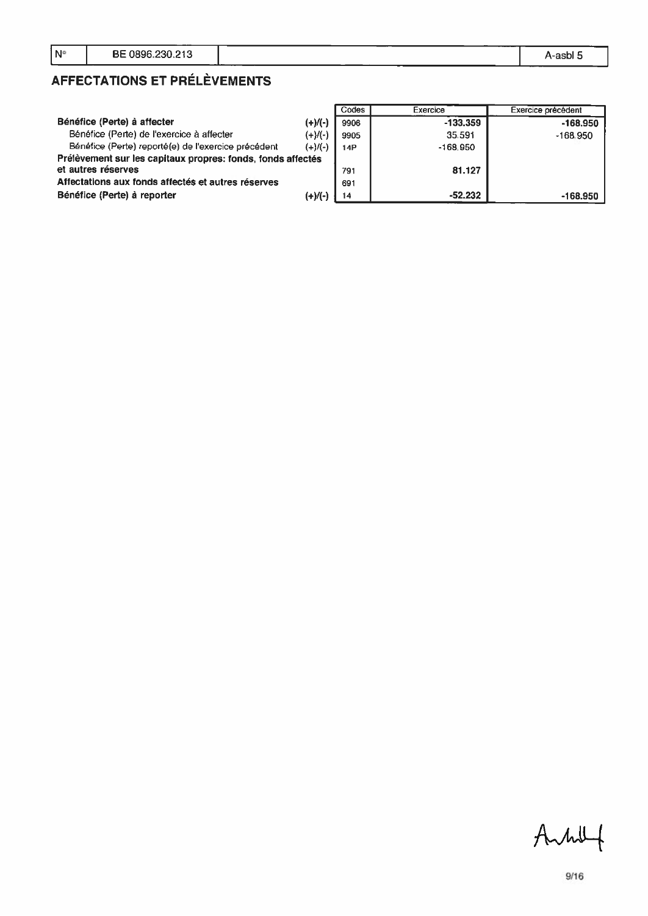| N° | BE 0896.230.213 | | A-asbl 5 |
|---|---|---|---|

## AFFECTATIONS ET PRÉLÈVEMENTS

| | | Codes | Exercice | Exercice précédent |
|---|---|---|---|---|
| **Bénéfice (Perte) à affecter** | (+)/(-) | 9906 | **-133.359** | **-168.950** |
| Bénéfice (Perte) de l'exercice à affecter | (+)/(-) | 9905 | 35.591 | -168.950 |
| Bénéfice (Perte) reporté(e) de l'exercice précédent | (+)/(-) | 14P | -168.950 | |
| **Prélèvement sur les capitaux propres: fonds, fonds affectés et autres réserves** | | 791 | **81.127** | |
| **Affectations aux fonds affectés et autres réserves** | | 691 | | |
| **Bénéfice (Perte) à reporter** | (+)/(-) | 14 | **-52.232** | **-168.950** |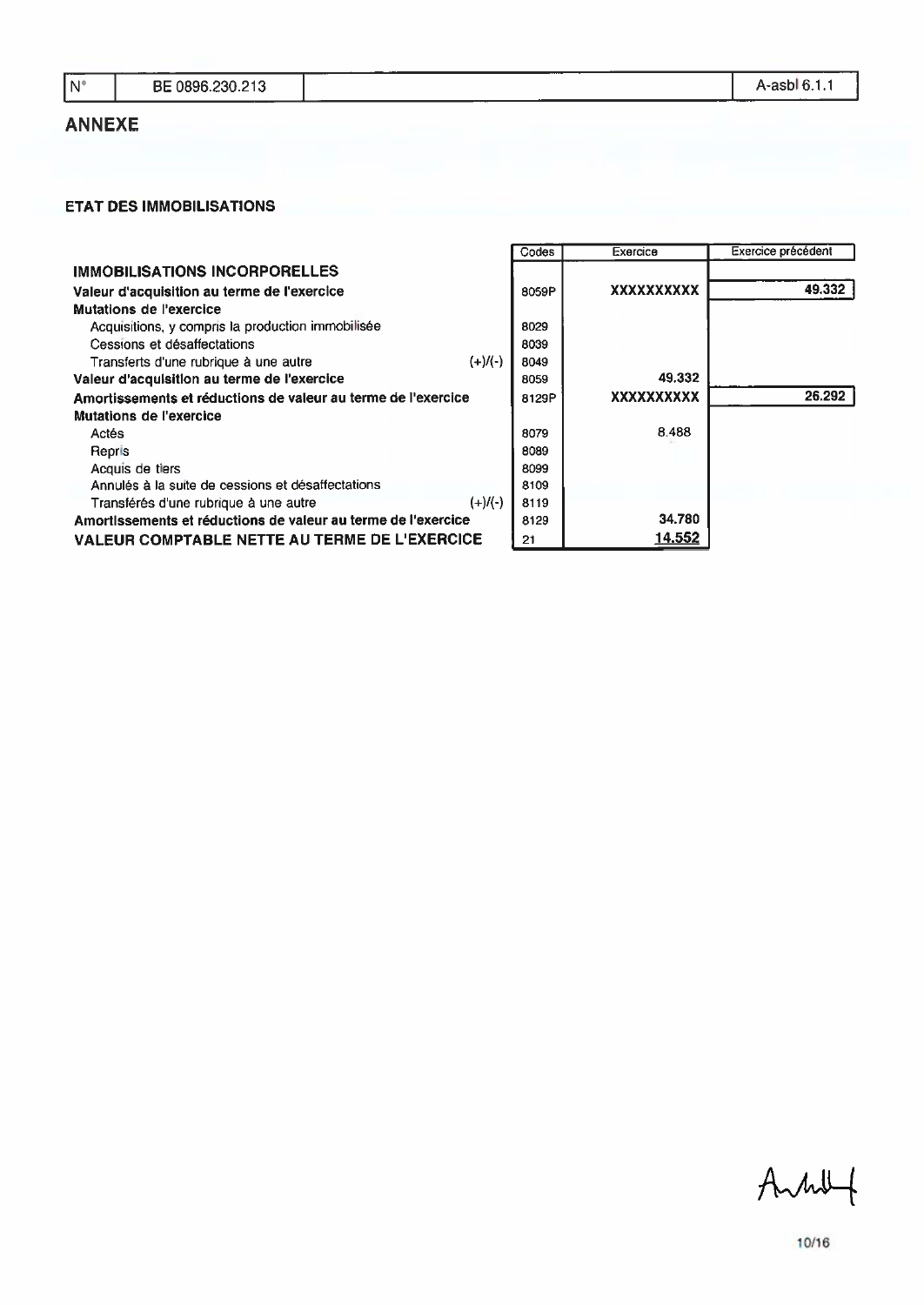| N° | BE 0896.230.213 | A-asbl 6.1.1 |
|---|---|---|

## ANNEXE

### ETAT DES IMMOBILISATIONS

| | | Codes | Exercice | Exercice précédent |
|---|---|---|---|---|
| **IMMOBILISATIONS INCORPORELLES** | | | | |
| **Valeur d'acquisition au terme de l'exercice** | | 8059P | **XXXXXXXXXX** | **49.332** |
| **Mutations de l'exercice** | | | | |
| Acquisitions, y compris la production immobilisée | | 8029 | | |
| Cessions et désaffectations | | 8039 | | |
| Transferts d'une rubrique à une autre | (+)/(-) | 8049 | | |
| **Valeur d'acquisition au terme de l'exercice** | | 8059 | **49.332** | |
| **Amortissements et réductions de valeur au terme de l'exercice** | | 8129P | **XXXXXXXXXX** | **26.292** |
| **Mutations de l'exercice** | | | | |
| Actés | | 8079 | 8.488 | |
| Repris | | 8089 | | |
| Acquis de tiers | | 8099 | | |
| Annulés à la suite de cessions et désaffectations | | 8109 | | |
| Transférés d'une rubrique à une autre | (+)/(-) | 8119 | | |
| **Amortissements et réductions de valeur au terme de l'exercice** | | 8129 | **34.780** | |
| **VALEUR COMPTABLE NETTE AU TERME DE L'EXERCICE** | | 21 | **14.552** | |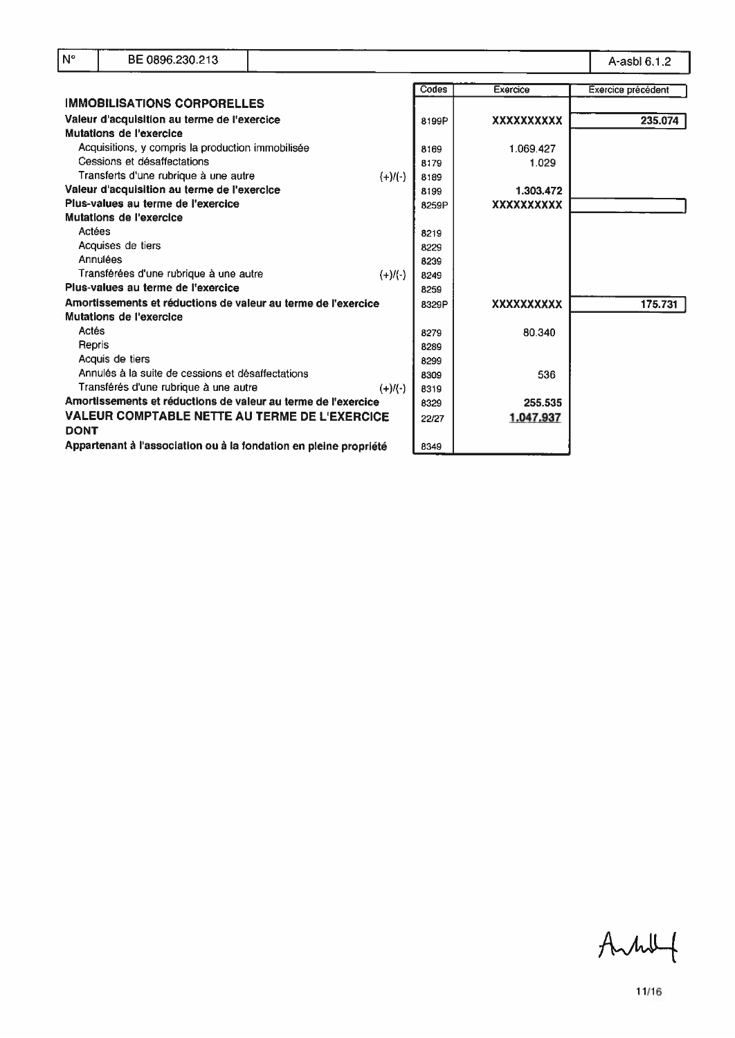| N° | BE 0896.230.213 | | A-asbl 6.1.2 |
|---|---|---|---|

| | | Codes | Exercice | Exercice précédent |
|---|---|---|---|---|
| **IMMOBILISATIONS CORPORELLES** | | | | |
| **Valeur d'acquisition au terme de l'exercice** | | 8199P | **XXXXXXXXXX** | **235.074** |
| **Mutations de l'exercice** | | | | |
| Acquisitions, y compris la production immobilisée | | 8169 | 1.069.427 | |
| Cessions et désaffectations | | 8179 | 1.029 | |
| Transferts d'une rubrique à une autre | (+)/(-) | 8189 | | |
| **Valeur d'acquisition au terme de l'exercice** | | 8199 | **1.303.472** | |
| **Plus-values au terme de l'exercice** | | 8259P | **XXXXXXXXXX** | |
| **Mutations de l'exercice** | | | | |
| Actées | | 8219 | | |
| Acquises de tiers | | 8229 | | |
| Annulées | | 8239 | | |
| Transférées d'une rubrique à une autre | (+)/(-) | 8249 | | |
| **Plus-values au terme de l'exercice** | | 8259 | | |
| **Amortissements et réductions de valeur au terme de l'exercice** | | 8329P | **XXXXXXXXXX** | **175.731** |
| **Mutations de l'exercice** | | | | |
| Actés | | 8279 | 80.340 | |
| Repris | | 8289 | | |
| Acquis de tiers | | 8299 | | |
| Annulés à la suite de cessions et désaffectations | | 8309 | 536 | |
| Transférés d'une rubrique à une autre | (+)/(-) | 8319 | | |
| **Amortissements et réductions de valeur au terme de l'exercice** | | 8329 | **255.535** | |
| **VALEUR COMPTABLE NETTE AU TERME DE L'EXERCICE** | | 22/27 | **1.047.937** | |
| **DONT** | | | | |
| **Appartenant à l'association ou à la fondation en pleine propriété** | | 8349 | | |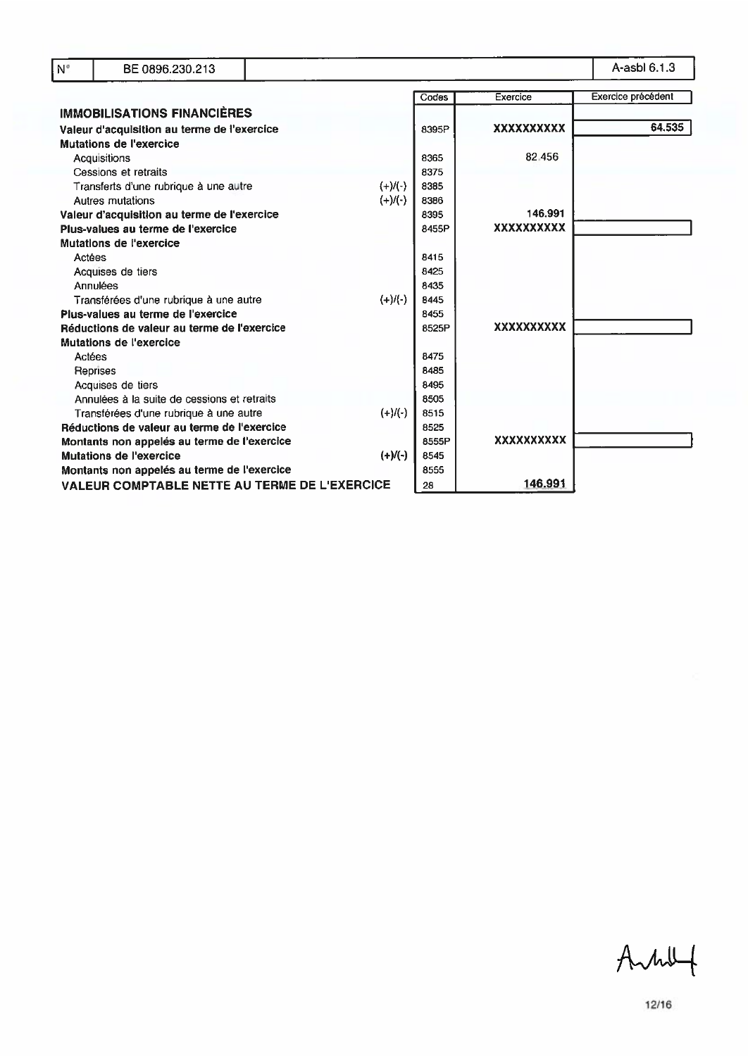| N° | BE 0896.230.213 | A-asbl 6.1.3 |
|---|---|---|

| | | Codes | Exercice | Exercice précédent |
|---|---|---|---|---|
| **IMMOBILISATIONS FINANCIÈRES** | | | | |
| **Valeur d'acquisition au terme de l'exercice** | | 8395P | XXXXXXXXXX | 64.535 |
| **Mutations de l'exercice** | | | | |
| Acquisitions | | 8365 | 82.456 | |
| Cessions et retraits | | 8375 | | |
| Transferts d'une rubrique à une autre | (+)/(-) | 8385 | | |
| Autres mutations | (+)/(-) | 8386 | | |
| **Valeur d'acquisition au terme de l'exercice** | | 8395 | 146.991 | |
| **Plus-values au terme de l'exercice** | | 8455P | XXXXXXXXXX | |
| **Mutations de l'exercice** | | | | |
| Actées | | 8415 | | |
| Acquises de tiers | | 8425 | | |
| Annulées | | 8435 | | |
| Transférées d'une rubrique à une autre | (+)/(-) | 8445 | | |
| **Plus-values au terme de l'exercice** | | 8455 | | |
| **Réductions de valeur au terme de l'exercice** | | 8525P | XXXXXXXXXX | |
| **Mutations de l'exercice** | | | | |
| Actées | | 8475 | | |
| Reprises | | 8485 | | |
| Acquises de tiers | | 8495 | | |
| Annulées à la suite de cessions et retraits | | 8505 | | |
| Transférées d'une rubrique à une autre | (+)/(-) | 8515 | | |
| **Réductions de valeur au terme de l'exercice** | | 8525 | | |
| **Montants non appelés au terme de l'exercice** | | 8555P | XXXXXXXXXX | |
| **Mutations de l'exercice** | (+)/(-) | 8545 | | |
| **Montants non appelés au terme de l'exercice** | | 8555 | | |
| **VALEUR COMPTABLE NETTE AU TERME DE L'EXERCICE** | | 28 | 146.991 | |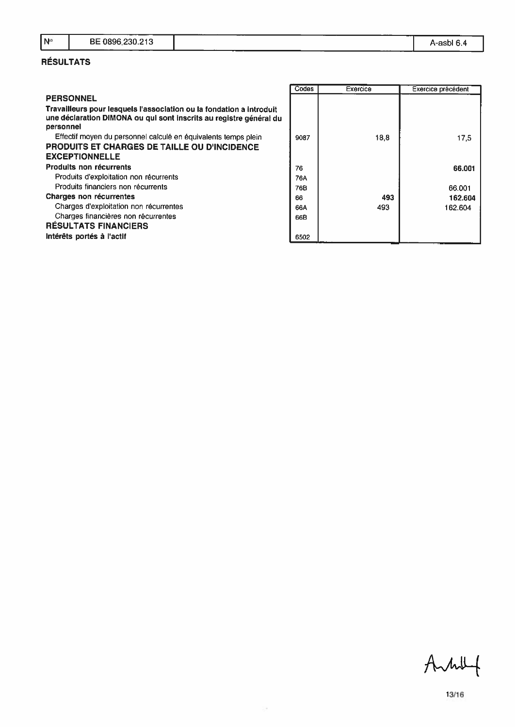| N° | BE 0896.230.213 | | A-asbl 6.4 |
|---|---|---|---|

## RÉSULTATS

| | Codes | Exercice | Exercice précédent |
|---|---|---|---|
| **PERSONNEL** | | | |
| **Travailleurs pour lesquels l'association ou la fondation a introduit une déclaration DIMONA ou qui sont inscrits au registre général du personnel** | | | |
| Effectif moyen du personnel calculé en équivalents temps plein | 9087 | 18,8 | 17,5 |
| **PRODUITS ET CHARGES DE TAILLE OU D'INCIDENCE EXCEPTIONNELLE** | | | |
| **Produits non récurrents** | 76 | | **66.001** |
| Produits d'exploitation non récurrents | 76A | | |
| Produits financiers non récurrents | 76B | | 66.001 |
| **Charges non récurrentes** | 66 | **493** | **162.604** |
| Charges d'exploitation non récurrentes | 66A | 493 | 162.604 |
| Charges financières non récurrentes | 66B | | |
| **RÉSULTATS FINANCIERS** | | | |
| **Intérêts portés à l'actif** | 6502 | | |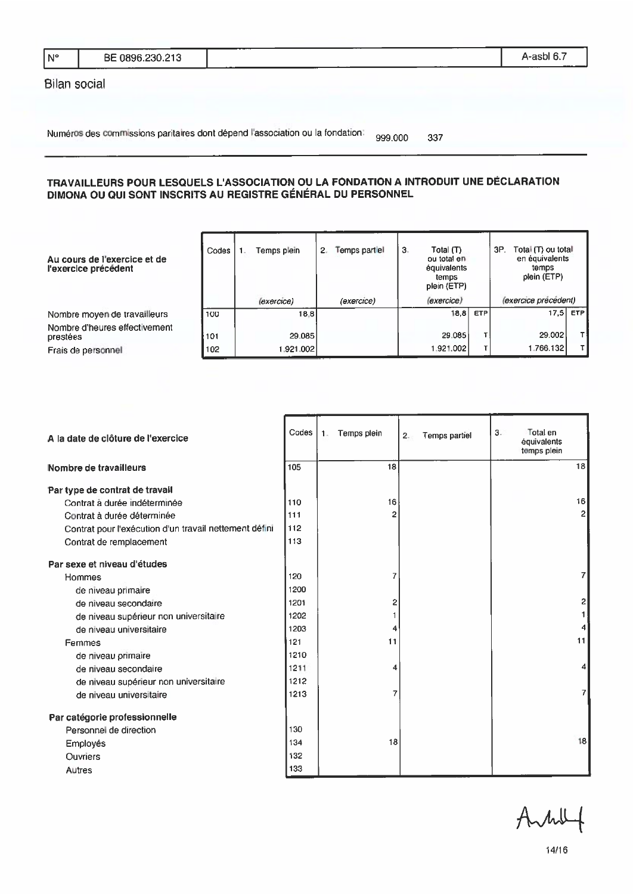| N° | BE 0896.230.213 | | A-asbl 6.7 |
|---|---|---|---|

## Bilan social

Numéros des commissions paritaires dont dépend l'association ou la fondation: 999.000 337

### TRAVAILLEURS POUR LESQUELS L'ASSOCIATION OU LA FONDATION A INTRODUIT UNE DÉCLARATION DIMONA OU QUI SONT INSCRITS AU REGISTRE GÉNÉRAL DU PERSONNEL

| Au cours de l'exercice et de l'exercice précédent | Codes | 1. Temps plein (exercice) | 2. Temps partiel (exercice) | 3. Total (T) ou total en équivalents temps plein (ETP) (exercice) | | 3P. Total (T) ou total en équivalents temps plein (ETP) (exercice précédent) | |
|---|---|---|---|---|---|---|---|
| Nombre moyen de travailleurs | 100 | 18,8 | | 18,8 | ETP | 17,5 | ETP |
| Nombre d'heures effectivement prestées | 101 | 29.085 | | 29.085 | T | 29.002 | T |
| Frais de personnel | 102 | 1.921.002 | | 1.921.002 | T | 1.766.132 | T |

| A la date de clôture de l'exercice | Codes | 1. Temps plein | 2. Temps partiel | 3. Total en équivalents temps plein |
|---|---|---|---|---|
| **Nombre de travailleurs** | 105 | 18 | | 18 |
| **Par type de contrat de travail** | | | | |
| Contrat à durée indéterminée | 110 | 16 | | 16 |
| Contrat à durée déterminée | 111 | 2 | | 2 |
| Contrat pour l'exécution d'un travail nettement défini | 112 | | | |
| Contrat de remplacement | 113 | | | |
| **Par sexe et niveau d'études** | | | | |
| Hommes | 120 | 7 | | 7 |
| de niveau primaire | 1200 | | | |
| de niveau secondaire | 1201 | 2 | | 2 |
| de niveau supérieur non universitaire | 1202 | 1 | | 1 |
| de niveau universitaire | 1203 | 4 | | 4 |
| Femmes | 121 | 11 | | 11 |
| de niveau primaire | 1210 | | | |
| de niveau secondaire | 1211 | 4 | | 4 |
| de niveau supérieur non universitaire | 1212 | | | |
| de niveau universitaire | 1213 | 7 | | 7 |
| **Par catégorie professionnelle** | | | | |
| Personnel de direction | 130 | | | |
| Employés | 134 | 18 | | 18 |
| Ouvriers | 132 | | | |
| Autres | 133 | | | |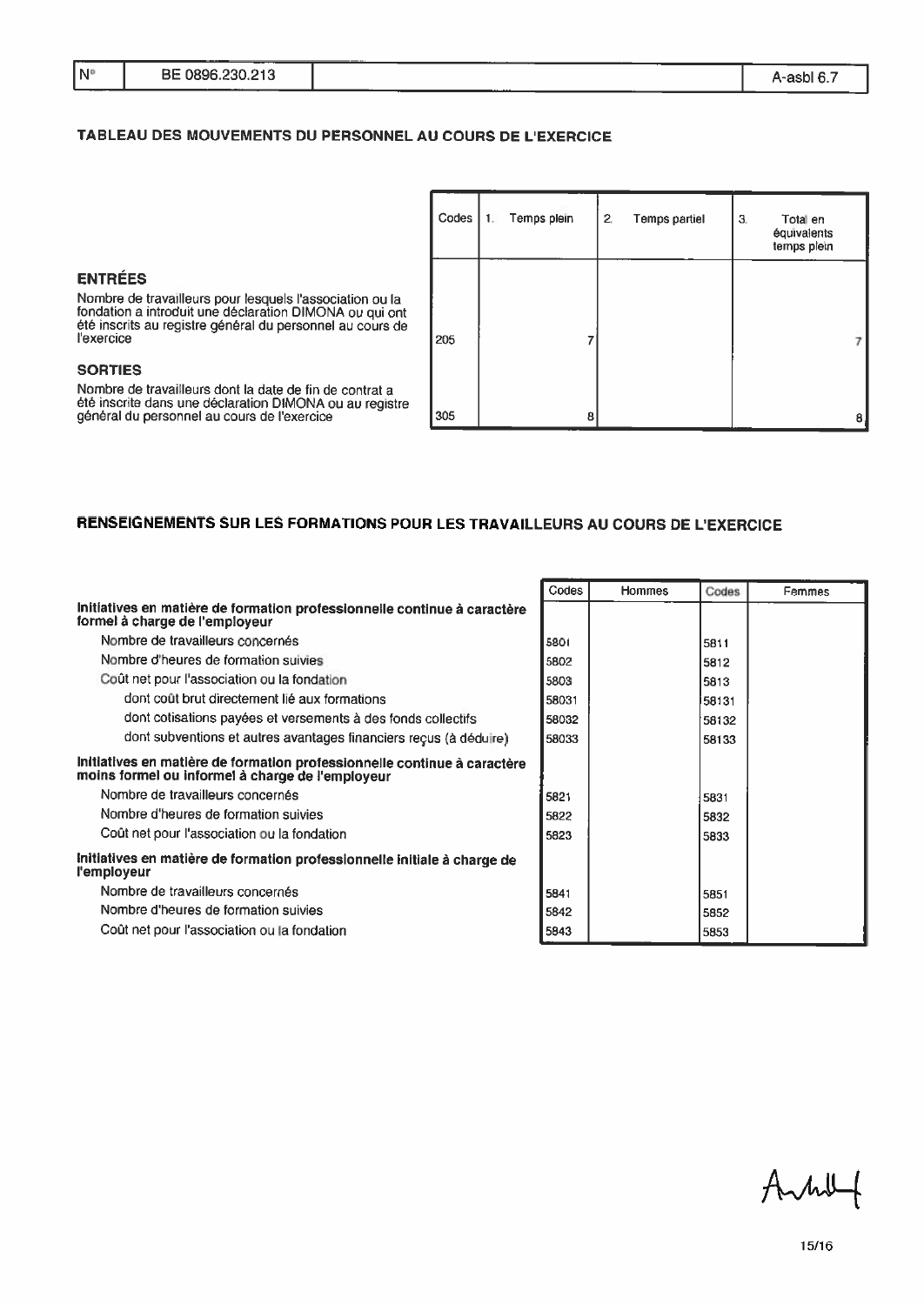| N° | BE 0896.230.213 | | A-asbl 6.7 |
|---|---|---|---|

## TABLEAU DES MOUVEMENTS DU PERSONNEL AU COURS DE L'EXERCICE

| | Codes | 1. Temps plein | 2. Temps partiel | 3. Total en équivalents temps plein |
|---|---|---|---|---|
| **ENTRÉES** | | | | |
| Nombre de travailleurs pour lesquels l'association ou la fondation a introduit une déclaration DIMONA ou qui ont été inscrits au registre général du personnel au cours de l'exercice | 205 | 7 | | 7 |
| **SORTIES** | | | | |
| Nombre de travailleurs dont la date de fin de contrat a été inscrite dans une déclaration DIMONA ou au registre général du personnel au cours de l'exercice | 305 | 8 | | 8 |

## RENSEIGNEMENTS SUR LES FORMATIONS POUR LES TRAVAILLEURS AU COURS DE L'EXERCICE

| | Codes | Hommes | Codes | Femmes |
|---|---|---|---|---|
| **Initiatives en matière de formation professionnelle continue à caractère formel à charge de l'employeur** | | | | |
| Nombre de travailleurs concernés | 5801 | | 5811 | |
| Nombre d'heures de formation suivies | 5802 | | 5812 | |
| Coût net pour l'association ou la fondation | 5803 | | 5813 | |
| dont coût brut directement lié aux formations | 58031 | | 58131 | |
| dont cotisations payées et versements à des fonds collectifs | 58032 | | 58132 | |
| dont subventions et autres avantages financiers reçus (à déduire) | 58033 | | 58133 | |
| **Initiatives en matière de formation professionnelle continue à caractère moins formel ou informel à charge de l'employeur** | | | | |
| Nombre de travailleurs concernés | 5821 | | 5831 | |
| Nombre d'heures de formation suivies | 5822 | | 5832 | |
| Coût net pour l'association ou la fondation | 5823 | | 5833 | |
| **Initiatives en matière de formation professionnelle initiale à charge de l'employeur** | | | | |
| Nombre de travailleurs concernés | 5841 | | 5851 | |
| Nombre d'heures de formation suivies | 5842 | | 5852 | |
| Coût net pour l'association ou la fondation | 5843 | | 5853 | |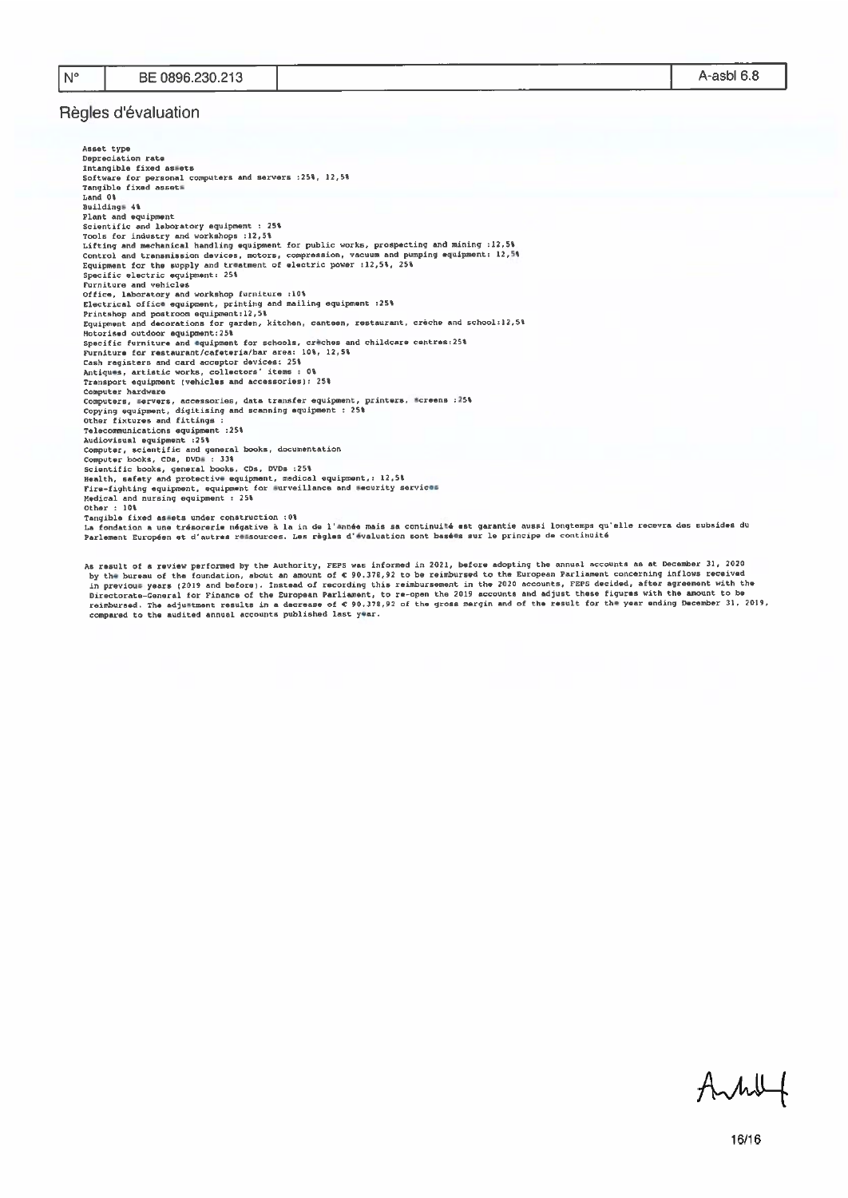| N° | BE 0896.230.213 | | A-asbl 6.8 |
|---|---|---|---|

## Règles d'évaluation

Asset type
Depreciation rate
Intangible fixed assets
Software for personal computers and servers :25%, 12,5%
Tangible fixed assets
Land 0%
Buildings 4%
Plant and equipment
Scientific and laboratory equipment : 25%
Tools for industry and workshops :12,5%
Lifting and mechanical handling equipment for public works, prospecting and mining :12,5%
Control and transmission devices, motors, compression, vacuum and pumping equipment: 12,5%
Equipment for the supply and treatment of electric power :12,5%, 25%
Specific electric equipment: 25%
Furniture and vehicles
Office, laboratory and workshop furniture :10%
Electrical office equipment, printing and mailing equipment :25%
Printshop and postroom equipment:12,5%
Equipment and decorations for garden, kitchen, canteen, restaurant, crèche and school:12,5%
Motorised outdoor equipment:25%
Specific furniture and equipment for schools, crèches and childcare centres:25%
Furniture for restaurant/cafeteria/bar area: 10%, 12,5%
Cash registers and card acceptor devices: 25%
Antiques, artistic works, collectors' items : 0%
Transport equipment (vehicles and accessories): 25%
Computer hardware
Computers, servers, accessories, data transfer equipment, printers, screens :25%
Copying equipment, digitising and scanning equipment : 25%
Other fixtures and fittings :
Telecommunications equipment :25%
Audiovisual equipment :25%
Computer, scientific and general books, documentation
Computer books, CDs, DVDs : 33%
Scientific books, general books, CDs, DVDs :25%
Health, safety and protective equipment, medical equipment,: 12,5%
Fire-fighting equipment, equipment for surveillance and security services
Medical and nursing equipment : 25%
Other : 10%
Tangible fixed assets under construction :0%
La fondation a une trésorerie négative à la in de l'année mais sa continuité est garantie aussi longtemps qu'elle recevra des subsides du Parlement Européen et d'autres ressources. Les règles d'évaluation sont basées sur le principe de continuité

As result of a review performed by the Authority, FEPS was informed in 2021, before adopting the annual accounts as at December 31, 2020 by the bureau of the foundation, about an amount of € 90.378,92 to be reimbursed to the European Parliament concerning inflows received in previous years (2019 and before). Instead of recording this reimbursement in the 2020 accounts, FEPS decided, after agreement with the Directorate-General for Finance of the European Parliament, to re-open the 2019 accounts and adjust these figures with the amount to be reimbursed. The adjustment results in a decrease of € 90.378,92 of the gross margin and of the result for the year ending December 31, 2019, compared to the audited annual accounts published last year.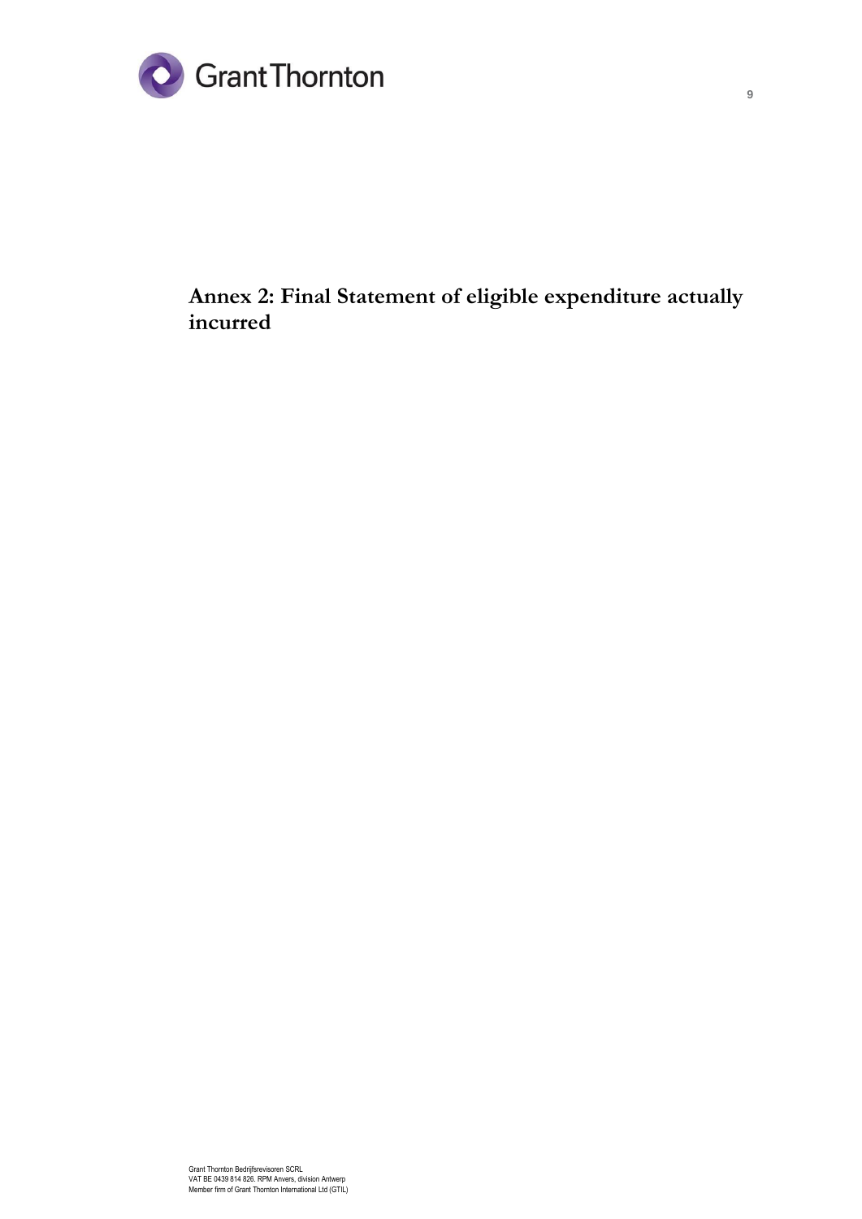# Annex 2: Final Statement of eligible expenditure actually incurred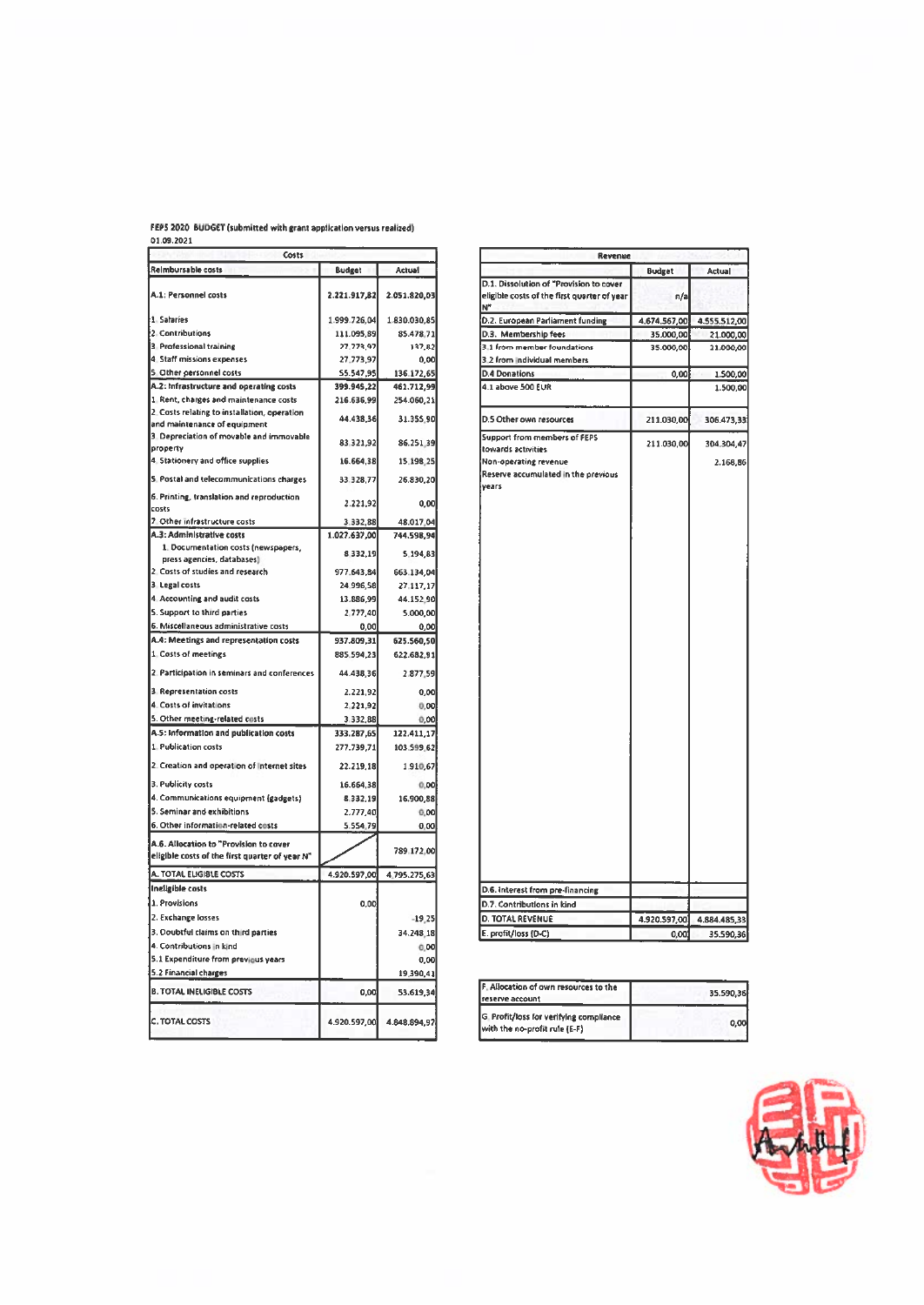**FEPS 2020 BUDGET (submitted with grant application versus realized)**

01.09.2021

| Costs | | |
|---|---|---|
| **Reimbursable costs** | **Budget** | **Actual** |
| **A.1: Personnel costs** | **2.221.917,82** | **2.051.820,03** |
| 1. Salaries | 1.999.726,04 | 1.830.030,85 |
| 2. Contributions | 111.095,89 | 85.478,71 |
| 3. Professional training | 27.773,97 | 137,82 |
| 4. Staff missions expenses | 27.773,97 | 0,00 |
| 5. Other personnel costs | 55.547,95 | 136.172,65 |
| **A.2: Infrastructure and operating costs** | **399.945,22** | **461.712,99** |
| 1. Rent, charges and maintenance costs | 216.636,99 | 254.060,21 |
| 2. Costs relating to installation, operation and maintenance of equipment | 44.438,36 | 31.355,90 |
| 3. Depreciation of movable and immovable property | 83.321,92 | 86.251,39 |
| 4. Stationery and office supplies | 16.664,38 | 15.198,25 |
| 5. Postal and telecommunications charges | 33.328,77 | 26.830,20 |
| 6. Printing, translation and reproduction costs | 2.221,92 | 0,00 |
| 7. Other infrastructure costs | 3.332,88 | 48.017,04 |
| **A.3: Administrative costs** | **1.027.637,00** | **744.598,94** |
| 1. Documentation costs (newspapers, press agencies, databases) | 8.332,19 | 5.194,83 |
| 2. Costs of studies and research | 977.643,84 | 663.134,04 |
| 3. Legal costs | 24.996,58 | 27.117,17 |
| 4. Accounting and audit costs | 13.886,99 | 44.152,90 |
| 5. Support to third parties | 2.777,40 | 5.000,00 |
| 6. Miscellaneous administrative costs | 0,00 | 0,00 |
| **A.4: Meetings and representation costs** | **937.809,31** | **625.560,50** |
| 1. Costs of meetings | 885.594,23 | 622.682,91 |
| 2. Participation in seminars and conferences | 44.438,36 | 2.877,59 |
| 3. Representation costs | 2.221,92 | 0,00 |
| 4. Costs of invitations | 2.221,92 | 0,00 |
| 5. Other meeting-related costs | 3.332,88 | 0,00 |
| **A.5: Information and publication costs** | **333.287,65** | **122.411,17** |
| 1. Publication costs | 277.739,71 | 103.599,62 |
| 2. Creation and operation of internet sites | 22.219,18 | 1.910,67 |
| 3. Publicity costs | 16.664,38 | 0,00 |
| 4. Communications equipment (gadgets) | 8.332,19 | 16.900,88 |
| 5. Seminar and exhibitions | 2.777,40 | 0,00 |
| 6. Other information-related costs | 5.554,79 | 0,00 |
| A.6. Allocation to "Provision to cover eligible costs of the first quarter of year N" | | 789.172,00 |
| **A. TOTAL ELIGIBLE COSTS** | **4.920.597,00** | **4.795.275,63** |
| **Ineligible costs** | | |
| 1. Provisions | 0,00 | |
| 2. Exchange losses | | -19,25 |
| 3. Doubtful claims on third parties | | 34.248,18 |
| 4. Contributions in kind | | 0,00 |
| 5.1 Expenditure from previous years | | 0,00 |
| 5.2 Financial charges | | 19.390,41 |
| **B. TOTAL INELIGIBLE COSTS** | **0,00** | **53.619,34** |
| **C. TOTAL COSTS** | **4.920.597,00** | **4.848.894,97** |

| Revenue | | |
|---|---|---|
| | **Budget** | **Actual** |
| D.1. Dissolution of "Provision to cover eligible costs of the first quarter of year N" | n/a | |
| D.2. European Parliament funding | 4.674.567,00 | 4.555.512,00 |
| D.3. Membership fees | 35.000,00 | 21.000,00 |
| 3.1 from member foundations | 35.000,00 | 21.000,00 |
| 3.2 from individual members | | |
| D.4 Donations | 0,00 | 1.500,00 |
| 4.1 above 500 EUR | | 1.500,00 |
| D.5 Other own resources | 211.030,00 | 306.473,33 |
| Support from members of FEPS towards activities | 211.030,00 | 304.304,47 |
| Non-operating revenue | | 2.168,86 |
| Reserve accumulated in the previous years | | |
| D.6. Interest from pre-financing | | |
| D.7. Contributions in kind | | |
| **D. TOTAL REVENUE** | **4.920.597,00** | **4.884.485,33** |
| E. profit/loss (D-C) | 0,00 | 35.590,36 |

| | |
|---|---|
| F. Allocation of own resources to the reserve account | 35.590,36 |
| G. Profit/loss for verifying compliance with the no-profit rule (E-F) | 0,00 |